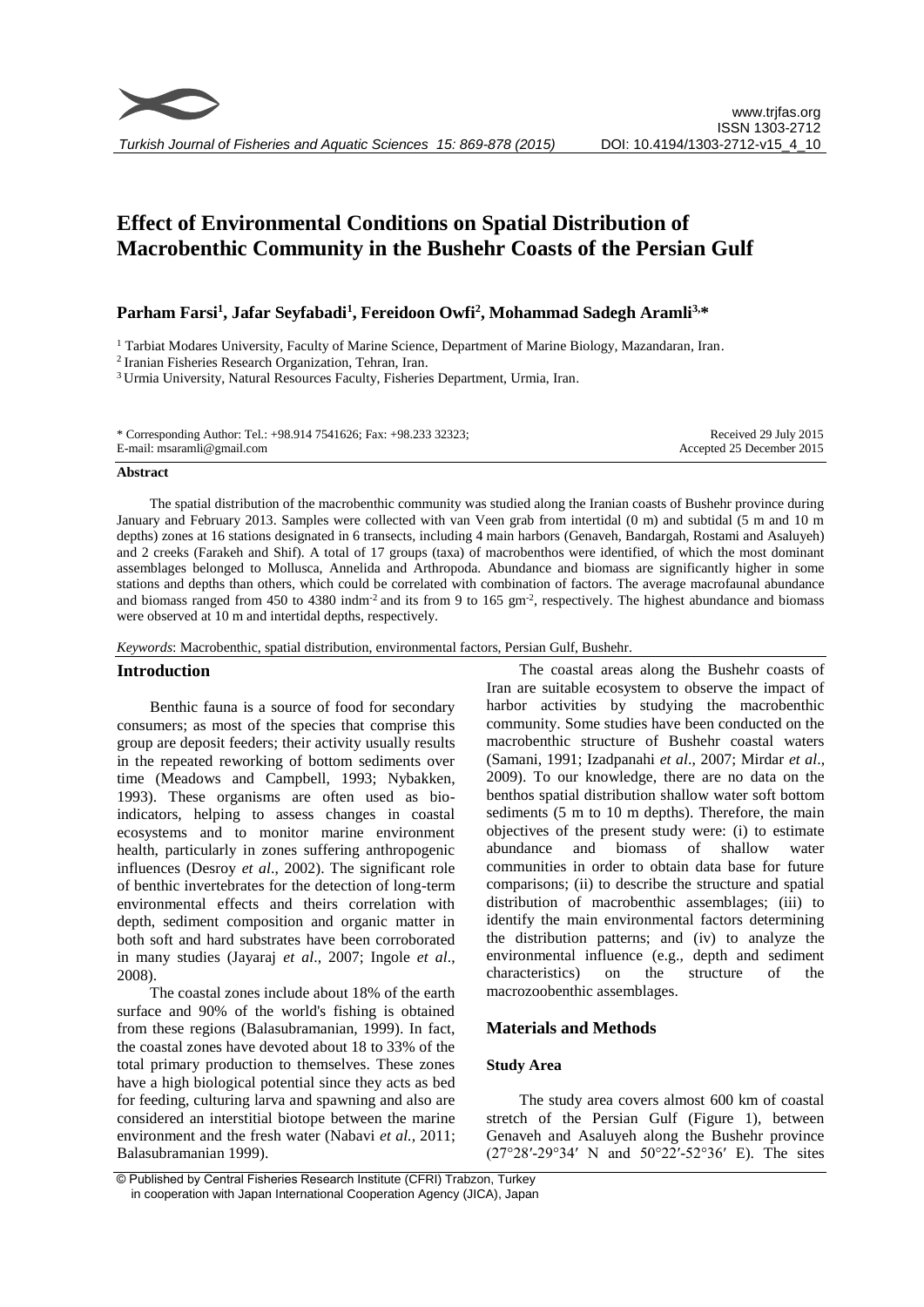# Effect of Environmental Conditions on Spatial Distribution of Macrobenthic Community in the Bushehr Coasts of the Persian Gulf

**Parham Farsi[1], Jafar Seyfabadi[1], Fereidoon Owfi[2], Mohammad Sadegh Aramli[3,*]**

[1] Tarbiat Modares University, Faculty of Marine Science, Department of Marine Biology, Mazandaran, Iran.

[2] Iranian Fisheries Research Organization, Tehran, Iran.

[3] Urmia University, Natural Resources Faculty, Fisheries Department, Urmia, Iran.

\* Corresponding Author: Tel.: +98.914 7541626; Fax: +98.233 32323;
E-mail: msaramli@gmail.com

Received 29 July 2015
Accepted 25 December 2015

## Abstract

The spatial distribution of the macrobenthic community was studied along the Iranian coasts of Bushehr province during January and February 2013. Samples were collected with van Veen grab from intertidal (0 m) and subtidal (5 m and 10 m depths) zones at 16 stations designated in 6 transects, including 4 main harbors (Genaveh, Bandargah, Rostami and Asaluyeh) and 2 creeks (Farakeh and Shif). A total of 17 groups (taxa) of macrobenthos were identified, of which the most dominant assemblages belonged to Mollusca, Annelida and Arthropoda. Abundance and biomass are significantly higher in some stations and depths than others, which could be correlated with combination of factors. The average macrofaunal abundance and biomass ranged from 450 to 4380 indm$^{-2}$ and its from 9 to 165 gm$^{-2}$, respectively. The highest abundance and biomass were observed at 10 m and intertidal depths, respectively.

*Keywords*: Macrobenthic, spatial distribution, environmental factors, Persian Gulf, Bushehr.

## Introduction

Benthic fauna is a source of food for secondary consumers; as most of the species that comprise this group are deposit feeders; their activity usually results in the repeated reworking of bottom sediments over time (Meadows and Campbell, 1993; Nybakken, 1993). These organisms are often used as bio-indicators, helping to assess changes in coastal ecosystems and to monitor marine environment health, particularly in zones suffering anthropogenic influences (Desroy *et al*., 2002). The significant role of benthic invertebrates for the detection of long-term environmental effects and theirs correlation with depth, sediment composition and organic matter in both soft and hard substrates have been corroborated in many studies (Jayaraj *et al*., 2007; Ingole *et al*., 2008).

The coastal zones include about 18% of the earth surface and 90% of the world's fishing is obtained from these regions (Balasubramanian, 1999). In fact, the coastal zones have devoted about 18 to 33% of the total primary production to themselves. These zones have a high biological potential since they acts as bed for feeding, culturing larva and spawning and also are considered an interstitial biotope between the marine environment and the fresh water (Nabavi *et al.*, 2011; Balasubramanian 1999).

The coastal areas along the Bushehr coasts of Iran are suitable ecosystem to observe the impact of harbor activities by studying the macrobenthic community. Some studies have been conducted on the macrobenthic structure of Bushehr coastal waters (Samani, 1991; Izadpanahi *et al*., 2007; Mirdar *et al*., 2009). To our knowledge, there are no data on the benthos spatial distribution shallow water soft bottom sediments (5 m to 10 m depths). Therefore, the main objectives of the present study were: (i) to estimate abundance and biomass of shallow water communities in order to obtain data base for future comparisons; (ii) to describe the structure and spatial distribution of macrobenthic assemblages; (iii) to identify the main environmental factors determining the distribution patterns; and (iv) to analyze the environmental influence (e.g., depth and sediment characteristics) on the structure of the macrozoobenthic assemblages.

## Materials and Methods

### Study Area

The study area covers almost 600 km of coastal stretch of the Persian Gulf (Figure 1), between Genaveh and Asaluyeh along the Bushehr province (27°28′-29°34′ N and 50°22′-52°36′ E). The sites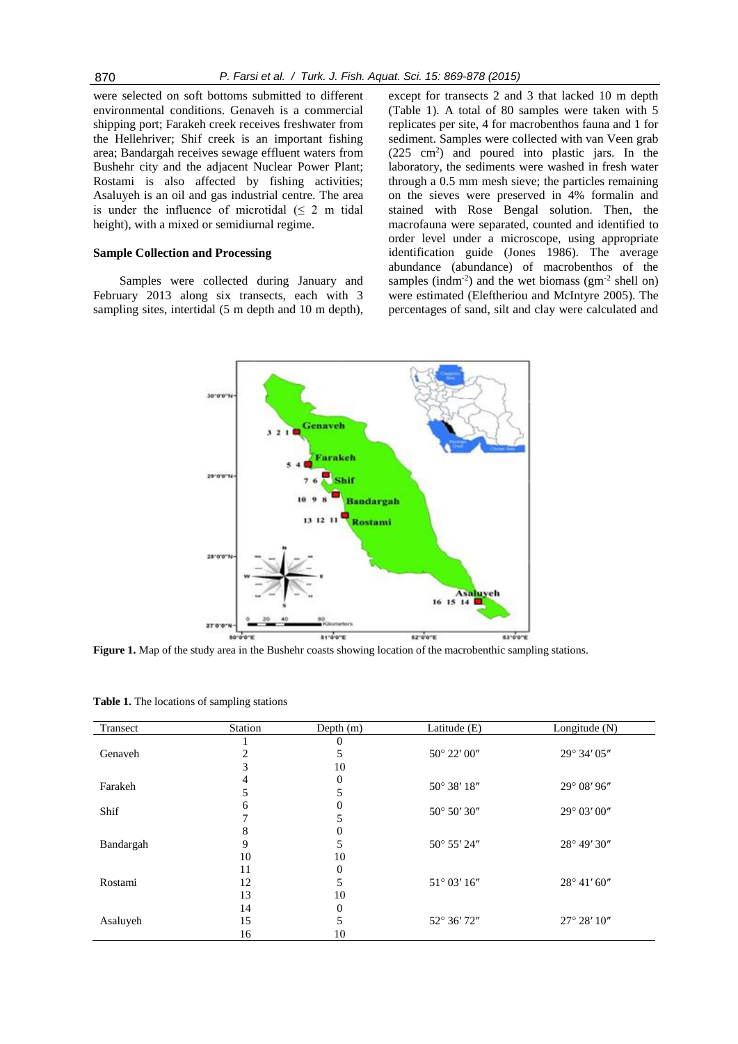were selected on soft bottoms submitted to different environmental conditions. Genaveh is a commercial shipping port; Farakeh creek receives freshwater from the Hellehriver; Shif creek is an important fishing area; Bandargah receives sewage effluent waters from Bushehr city and the adjacent Nuclear Power Plant; Rostami is also affected by fishing activities; Asaluyeh is an oil and gas industrial centre. The area is under the influence of microtidal (≤ 2 m tidal height), with a mixed or semidiurnal regime.

### Sample Collection and Processing

Samples were collected during January and February 2013 along six transects, each with 3 sampling sites, intertidal (5 m depth and 10 m depth), except for transects 2 and 3 that lacked 10 m depth (Table 1). A total of 80 samples were taken with 5 replicates per site, 4 for macrobenthos fauna and 1 for sediment. Samples were collected with van Veen grab (225 $cm^2$) and poured into plastic jars. In the laboratory, the sediments were washed in fresh water through a 0.5 mm mesh sieve; the particles remaining on the sieves were preserved in 4% formalin and stained with Rose Bengal solution. Then, the macrofauna were separated, counted and identified to order level under a microscope, using appropriate identification guide (Jones 1986). The average abundance (abundance) of macrobenthos of the samples ($ind m^{-2}$) and the wet biomass ($g m^{-2}$ shell on) were estimated (Eleftheriou and McIntyre 2005). The percentages of sand, silt and clay were calculated and

**Figure 1.** Map of the study area in the Bushehr coasts showing location of the macrobenthic sampling stations.

**Table 1.** The locations of sampling stations

| Transect | Station | Depth (m) | Latitude (E) | Longitude (N) |
|---|---|---|---|---|
| | 1 | 0 | | |
| Genaveh | 2 | 5 | 50° 22′ 00″ | 29° 34′ 05″ |
| | 3 | 10 | | |
| Farakeh | 4 | 0 | 50° 38′ 18″ | 29° 08′ 96″ |
| | 5 | 5 | | |
| Shif | 6 | 0 | 50° 50′ 30″ | 29° 03′ 00″ |
| | 7 | 5 | | |
| | 8 | 0 | | |
| Bandargah | 9 | 5 | 50° 55′ 24″ | 28° 49′ 30″ |
| | 10 | 10 | | |
| | 11 | 0 | | |
| Rostami | 12 | 5 | 51° 03′ 16″ | 28° 41′ 60″ |
| | 13 | 10 | | |
| | 14 | 0 | | |
| Asaluyeh | 15 | 5 | 52° 36′ 72″ | 27° 28′ 10″ |
| | 16 | 10 | | |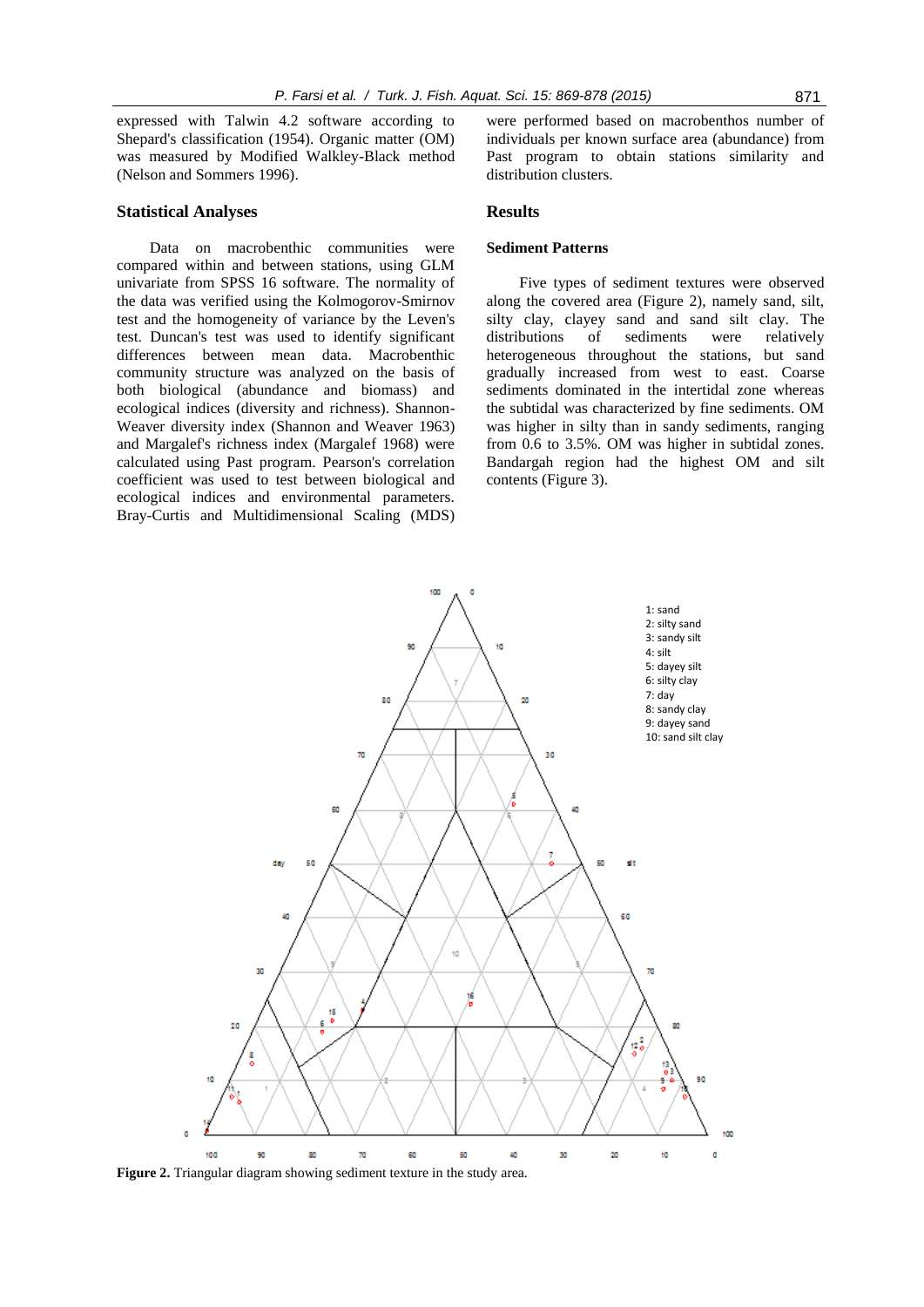expressed with Talwin 4.2 software according to Shepard's classification (1954). Organic matter (OM) was measured by Modified Walkley-Black method (Nelson and Sommers 1996).

## Statistical Analyses

Data on macrobenthic communities were compared within and between stations, using GLM univariate from SPSS 16 software. The normality of the data was verified using the Kolmogorov-Smirnov test and the homogeneity of variance by the Leven's test. Duncan's test was used to identify significant differences between mean data. Macrobenthic community structure was analyzed on the basis of both biological (abundance and biomass) and ecological indices (diversity and richness). Shannon-Weaver diversity index (Shannon and Weaver 1963) and Margalef's richness index (Margalef 1968) were calculated using Past program. Pearson's correlation coefficient was used to test between biological and ecological indices and environmental parameters. Bray-Curtis and Multidimensional Scaling (MDS) were performed based on macrobenthos number of individuals per known surface area (abundance) from Past program to obtain stations similarity and distribution clusters.

## Results

### Sediment Patterns

Five types of sediment textures were observed along the covered area (Figure 2), namely sand, silt, silty clay, clayey sand and sand silt clay. The distributions of sediments were relatively heterogeneous throughout the stations, but sand gradually increased from west to east. Coarse sediments dominated in the intertidal zone whereas the subtidal was characterized by fine sediments. OM was higher in silty than in sandy sediments, ranging from 0.6 to 3.5%. OM was higher in subtidal zones. Bandargah region had the highest OM and silt contents (Figure 3).

**Figure 2.** Triangular diagram showing sediment texture in the study area.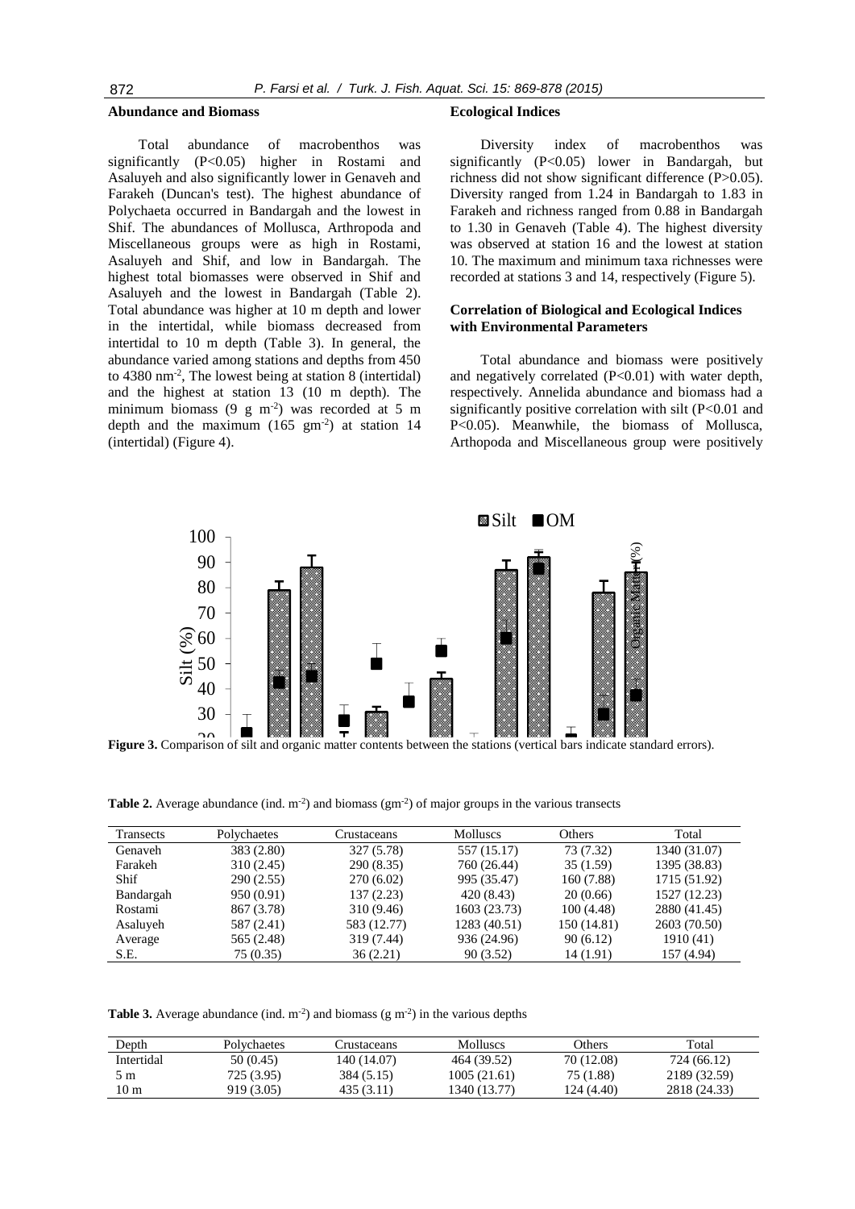## Abundance and Biomass

Total abundance of macrobenthos was significantly ($P<0.05$) higher in Rostami and Asaluyeh and also significantly lower in Genaveh and Farakeh (Duncan's test). The highest abundance of Polychaeta occurred in Bandargah and the lowest in Shif. The abundances of Mollusca, Arthropoda and Miscellaneous groups were as high in Rostami, Asaluyeh and Shif, and low in Bandargah. The highest total biomasses were observed in Shif and Asaluyeh and the lowest in Bandargah (Table 2). Total abundance was higher at 10 m depth and lower in the intertidal, while biomass decreased from intertidal to 10 m depth (Table 3). In general, the abundance varied among stations and depths from 450 to 4380 $nm^{-2}$, The lowest being at station 8 (intertidal) and the highest at station 13 (10 m depth). The minimum biomass (9 g $m^{-2}$) was recorded at 5 m depth and the maximum (165 $gm^{-2}$) at station 14 (intertidal) (Figure 4).

## Ecological Indices

Diversity index of macrobenthos was significantly ($P<0.05$) lower in Bandargah, but richness did not show significant difference ($P>0.05$). Diversity ranged from 1.24 in Bandargah to 1.83 in Farakeh and richness ranged from 0.88 in Bandargah to 1.30 in Genaveh (Table 4). The highest diversity was observed at station 16 and the lowest at station 10. The maximum and minimum taxa richnesses were recorded at stations 3 and 14, respectively (Figure 5).

## Correlation of Biological and Ecological Indices with Environmental Parameters

Total abundance and biomass were positively and negatively correlated ($P<0.01$) with water depth, respectively. Annelida abundance and biomass had a significantly positive correlation with silt ($P<0.01$ and $P<0.05$). Meanwhile, the biomass of Mollusca, Arthopoda and Miscellaneous group were positively

**Figure 3.** Comparison of silt and organic matter contents between the stations (vertical bars indicate standard errors).

**Table 2.** Average abundance (ind. $m^{-2}$) and biomass ($gm^{-2}$) of major groups in the various transects

| Transects | Polychaetes | Crustaceans | Molluscs | Others | Total |
|---|---|---|---|---|---|
| Genaveh | 383 (2.80) | 327 (5.78) | 557 (15.17) | 73 (7.32) | 1340 (31.07) |
| Farakeh | 310 (2.45) | 290 (8.35) | 760 (26.44) | 35 (1.59) | 1395 (38.83) |
| Shif | 290 (2.55) | 270 (6.02) | 995 (35.47) | 160 (7.88) | 1715 (51.92) |
| Bandargah | 950 (0.91) | 137 (2.23) | 420 (8.43) | 20 (0.66) | 1527 (12.23) |
| Rostami | 867 (3.78) | 310 (9.46) | 1603 (23.73) | 100 (4.48) | 2880 (41.45) |
| Asaluyeh | 587 (2.41) | 583 (12.77) | 1283 (40.51) | 150 (14.81) | 2603 (70.50) |
| Average | 565 (2.48) | 319 (7.44) | 936 (24.96) | 90 (6.12) | 1910 (41) |
| S.E. | 75 (0.35) | 36 (2.21) | 90 (3.52) | 14 (1.91) | 157 (4.94) |

**Table 3.** Average abundance (ind. $m^{-2}$) and biomass (g $m^{-2}$) in the various depths

| Depth | Polychaetes | Crustaceans | Molluscs | Others | Total |
|---|---|---|---|---|---|
| Intertidal | 50 (0.45) | 140 (14.07) | 464 (39.52) | 70 (12.08) | 724 (66.12) |
| 5 m | 725 (3.95) | 384 (5.15) | 1005 (21.61) | 75 (1.88) | 2189 (32.59) |
| 10 m | 919 (3.05) | 435 (3.11) | 1340 (13.77) | 124 (4.40) | 2818 (24.33) |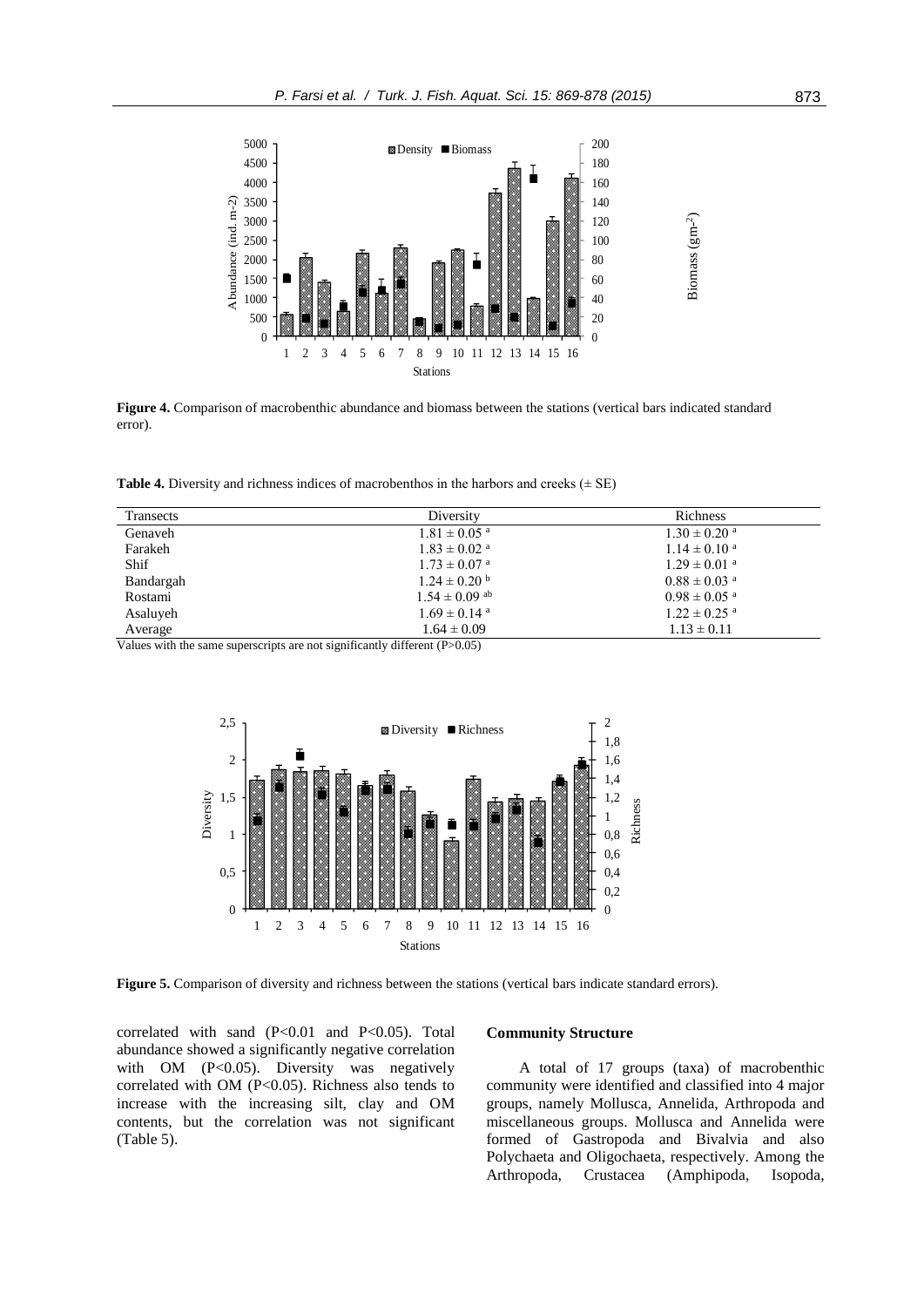**Figure 4.** Comparison of macrobenthic abundance and biomass between the stations (vertical bars indicated standard error).

**Table 4.** Diversity and richness indices of macrobenthos in the harbors and creeks (± SE)

| Transects | Diversity | Richness |
|---|---|---|
| Genaveh | $1.81 \pm 0.05^{a}$ | $1.30 \pm 0.20^{a}$ |
| Farakeh | $1.83 \pm 0.02^{a}$ | $1.14 \pm 0.10^{a}$ |
| Shif | $1.73 \pm 0.07^{a}$ | $1.29 \pm 0.01^{a}$ |
| Bandargah | $1.24 \pm 0.20^{b}$ | $0.88 \pm 0.03^{a}$ |
| Rostami | $1.54 \pm 0.09^{ab}$ | $0.98 \pm 0.05^{a}$ |
| Asaluyeh | $1.69 \pm 0.14^{a}$ | $1.22 \pm 0.25^{a}$ |
| Average | $1.64 \pm 0.09$ | $1.13 \pm 0.11$ |

Values with the same superscripts are not significantly different ($P>0.05$)

**Figure 5.** Comparison of diversity and richness between the stations (vertical bars indicate standard errors).

correlated with sand ($P<0.01$ and $P<0.05$). Total abundance showed a significantly negative correlation with OM ($P<0.05$). Diversity was negatively correlated with OM ($P<0.05$). Richness also tends to increase with the increasing silt, clay and OM contents, but the correlation was not significant (Table 5).

### Community Structure

A total of 17 groups (taxa) of macrobenthic community were identified and classified into 4 major groups, namely Mollusca, Annelida, Arthropoda and miscellaneous groups. Mollusca and Annelida were formed of Gastropoda and Bivalvia and also Polychaeta and Oligochaeta, respectively. Among the Arthropoda, Crustacea (Amphipoda, Isopoda,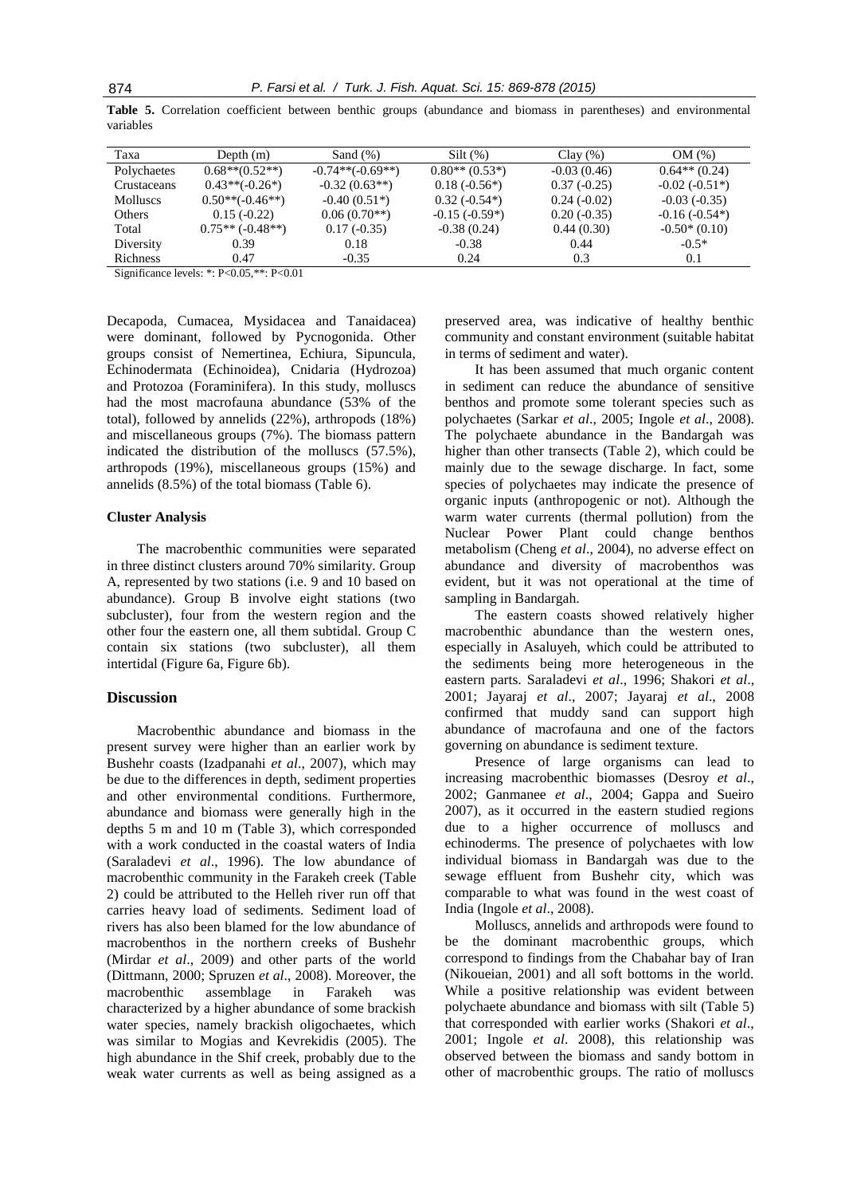**Table 5.** Correlation coefficient between benthic groups (abundance and biomass in parentheses) and environmental variables

| Taxa | Depth (m) | Sand (%) | Silt (%) | Clay (%) | OM (%) |
|---|---|---|---|---|---|
| Polychaetes | 0.68**(0.52**) | -0.74**(-0.69**) | 0.80** (0.53*) | -0.03 (0.46) | 0.64** (0.24) |
| Crustaceans | 0.43**(-0.26*) | -0.32 (0.63**) | 0.18 (-0.56*) | 0.37 (-0.25) | -0.02 (-0.51*) |
| Molluscs | 0.50**(-0.46**) | -0.40 (0.51*) | 0.32 (-0.54*) | 0.24 (-0.02) | -0.03 (-0.35) |
| Others | 0.15 (-0.22) | 0.06 (0.70**) | -0.15 (-0.59*) | 0.20 (-0.35) | -0.16 (-0.54*) |
| Total | 0.75** (-0.48**) | 0.17 (-0.35) | -0.38 (0.24) | 0.44 (0.30) | -0.50* (0.10) |
| Diversity | 0.39 | 0.18 | -0.38 | 0.44 | -0.5* |
| Richness | 0.47 | -0.35 | 0.24 | 0.3 | 0.1 |

Significance levels: *: P<0.05,**: P<0.01

Decapoda, Cumacea, Mysidacea and Tanaidacea) were dominant, followed by Pycnogonida. Other groups consist of Nemertinea, Echiura, Sipuncula, Echinodermata (Echinoidea), Cnidaria (Hydrozoa) and Protozoa (Foraminifera). In this study, molluscs had the most macrofauna abundance (53% of the total), followed by annelids (22%), arthropods (18%) and miscellaneous groups (7%). The biomass pattern indicated the distribution of the molluscs (57.5%), arthropods (19%), miscellaneous groups (15%) and annelids (8.5%) of the total biomass (Table 6).

### Cluster Analysis

The macrobenthic communities were separated in three distinct clusters around 70% similarity. Group A, represented by two stations (i.e. 9 and 10 based on abundance). Group B involve eight stations (two subcluster), four from the western region and the other four the eastern one, all them subtidal. Group C contain six stations (two subcluster), all them intertidal (Figure 6a, Figure 6b).

## Discussion

Macrobenthic abundance and biomass in the present survey were higher than an earlier work by Bushehr coasts (Izadpanahi *et al*., 2007), which may be due to the differences in depth, sediment properties and other environmental conditions. Furthermore, abundance and biomass were generally high in the depths 5 m and 10 m (Table 3), which corresponded with a work conducted in the coastal waters of India (Saraladevi *et al*., 1996). The low abundance of macrobenthic community in the Farakeh creek (Table 2) could be attributed to the Helleh river run off that carries heavy load of sediments. Sediment load of rivers has also been blamed for the low abundance of macrobenthos in the northern creeks of Bushehr (Mirdar *et al*., 2009) and other parts of the world (Dittmann, 2000; Spruzen *et al*., 2008). Moreover, the macrobenthic assemblage in Farakeh was characterized by a higher abundance of some brackish water species, namely brackish oligochaetes, which was similar to Mogias and Kevrekidis (2005). The high abundance in the Shif creek, probably due to the weak water currents as well as being assigned as a preserved area, was indicative of healthy benthic community and constant environment (suitable habitat in terms of sediment and water).

It has been assumed that much organic content in sediment can reduce the abundance of sensitive benthos and promote some tolerant species such as polychaetes (Sarkar *et al*., 2005; Ingole *et al*., 2008). The polychaete abundance in the Bandargah was higher than other transects (Table 2), which could be mainly due to the sewage discharge. In fact, some species of polychaetes may indicate the presence of organic inputs (anthropogenic or not). Although the warm water currents (thermal pollution) from the Nuclear Power Plant could change benthos metabolism (Cheng *et al*., 2004), no adverse effect on abundance and diversity of macrobenthos was evident, but it was not operational at the time of sampling in Bandargah.

The eastern coasts showed relatively higher macrobenthic abundance than the western ones, especially in Asaluyeh, which could be attributed to the sediments being more heterogeneous in the eastern parts. Saraladevi *et al*., 1996; Shakori *et al*., 2001; Jayaraj *et al*., 2007; Jayaraj *et al*., 2008 confirmed that muddy sand can support high abundance of macrofauna and one of the factors governing on abundance is sediment texture.

Presence of large organisms can lead to increasing macrobenthic biomasses (Desroy *et al*., 2002; Ganmanee *et al*., 2004; Gappa and Sueiro 2007), as it occurred in the eastern studied regions due to a higher occurrence of molluscs and echinoderms. The presence of polychaetes with low individual biomass in Bandargah was due to the sewage effluent from Bushehr city, which was comparable to what was found in the west coast of India (Ingole *et al*., 2008).

Molluscs, annelids and arthropods were found to be the dominant macrobenthic groups, which correspond to findings from the Chabahar bay of Iran (Nikoueian, 2001) and all soft bottoms in the world. While a positive relationship was evident between polychaete abundance and biomass with silt (Table 5) that corresponded with earlier works (Shakori *et al*., 2001; Ingole *et al*. 2008), this relationship was observed between the biomass and sandy bottom in other of macrobenthic groups. The ratio of molluscs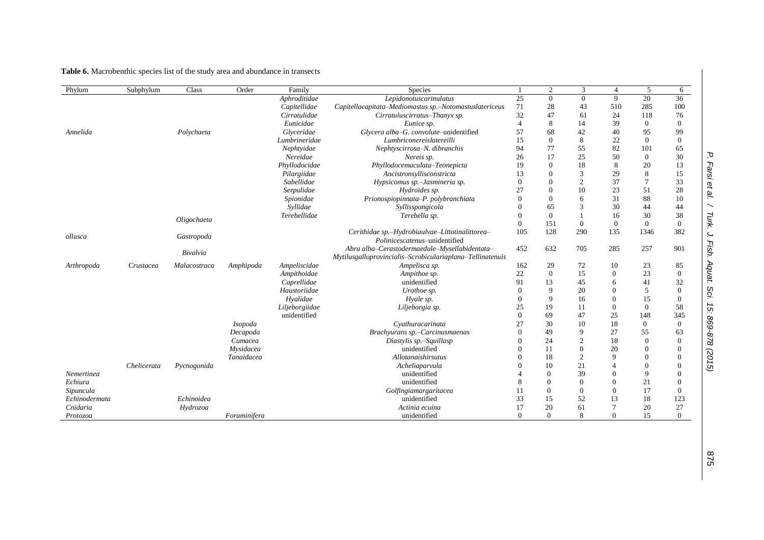**Table 6.** Macrobenthic species list of the study area and abundance in transects

| Phylum | Subphylum | Class | Order | Family | Species | 1 | 2 | 3 | 4 | 5 | 6 |
|---|---|---|---|---|---|---|---|---|---|---|---|
| *Annelida* | | *Polychaeta* | | *Aphroditidae* | *Lepidonotuscarinulatus* | 25 | 0 | 0 | 9 | 20 | 36 |
| | | | | *Capitellidae* | *Capitellacapitata–Mediomastus sp.–Notomastuslatericeus* | 71 | 28 | 43 | 510 | 285 | 100 |
| | | | | *Cirratulidae* | *Cirratuluscirratus–Thanyx sp.* | 32 | 47 | 61 | 24 | 118 | 76 |
| | | | | *Eunicidae* | *Eunice sp.* | 4 | 8 | 14 | 39 | 0 | 0 |
| | | | | *Glyceridae* | *Glycera alba–G. convolute*–unidentified | 57 | 68 | 42 | 40 | 95 | 99 |
| | | | | *Lumbrineridae* | *Lumbriconereislatereilli* | 15 | 0 | 8 | 22 | 0 | 0 |
| | | | | *Nephtyidae* | *Nephtyscirrosa–N. dibranchis* | 94 | 77 | 55 | 82 | 101 | 65 |
| | | | | *Nereidae* | *Nereis sp.* | 26 | 17 | 25 | 50 | 0 | 30 |
| | | | | *Phyllodocidae* | *Phyllodocemaculata–Teonepicta* | 19 | 0 | 18 | 8 | 20 | 13 |
| | | | | *Pilargiidae* | *Ancistronsyllisconstricta* | 13 | 0 | 3 | 29 | 8 | 15 |
| | | | | *Sabellidae* | *Hypsicomus sp.–Jasmineria sp.* | 0 | 0 | 2 | 37 | 7 | 33 |
| | | | | *Serpulidae* | *Hydroides sp.* | 27 | 0 | 10 | 23 | 51 | 28 |
| | | | | *Spionidae* | *Prionospiopinnata–P. polybranchiata* | 0 | 0 | 6 | 31 | 88 | 10 |
| | | | | *Syllidae* | *Syllisspongicola* | 0 | 65 | 3 | 30 | 44 | 44 |
| | | | | *Terebellidae* | *Terebella sp.* | 0 | 0 | 1 | 16 | 30 | 38 |
| | | *Oligochaeta* | | | | 0 | 151 | 0 | 0 | 0 | 0 |
| *ollusca* | | *Gastropoda* | | | *Cerithidae sp.–Hydrobiaulvae–Littotinalittorea–Polinicescatenus*–unidentified | 105 | 128 | 290 | 135 | 1346 | 382 |
| | | *Bivalvia* | | | *Abra alba–Cerastodermaedule–Mysellabidentata–Mytilusgalloprovincialis–Scrobiculariaplana–Tellinatenuis* | 452 | 632 | 705 | 285 | 257 | 901 |
| *Arthropoda* | *Crustacea* | *Malacostraca* | *Amphipoda* | *Ampeliscidae* | *Ampelisca sp.* | 162 | 29 | 72 | 10 | 23 | 85 |
| | | | | *Ampithoidae* | *Ampithoe sp.* | 22 | 0 | 15 | 0 | 23 | 0 |
| | | | | *Caprellidae* | unidentified | 91 | 13 | 45 | 6 | 41 | 32 |
| | | | | *Haustoriidae* | *Urothoe sp.* | 0 | 9 | 20 | 0 | 5 | 0 |
| | | | | *Hyalidae* | *Hyale sp.* | 0 | 9 | 16 | 0 | 15 | 0 |
| | | | | *Liljeborgiidae* | *Liljeborgia sp.* | 25 | 19 | 11 | 0 | 0 | 58 |
| | | | | unidentified | | 0 | 69 | 47 | 25 | 148 | 345 |
| | | | *Isopoda* | | *Cyathuracarinata* | 27 | 30 | 10 | 18 | 0 | 0 |
| | | | *Decapoda* | | *Brachyurans sp.–Carcinusmaenas* | 0 | 49 | 9 | 27 | 55 | 63 |
| | | | *Cumacea* | | *Diastylis sp.–Squillasp* | 0 | 24 | 2 | 18 | 0 | 0 |
| | | | *Mysidacea* | | unidentified | 0 | 11 | 0 | 20 | 0 | 0 |
| | | | *Tanaidacea* | | *Allotanaishirsutus* | 0 | 18 | 2 | 9 | 0 | 0 |
| | *Chelicerata* | *Pycnogonida* | | | *Acheliaparvula* | 0 | 10 | 21 | 4 | 0 | 0 |
| *Nemertinea* | | | | | unidentified | 4 | 0 | 39 | 0 | 9 | 0 |
| *Echiura* | | | | | unidentified | 8 | 0 | 0 | 0 | 21 | 0 |
| *Sipuncula* | | | | | *Golfingiamargaritacea* | 11 | 0 | 0 | 0 | 17 | 0 |
| *Echinodermata* | | *Echinoidea* | | | unidentified | 33 | 15 | 52 | 13 | 18 | 123 |
| *Cnidaria* | | *Hydrozoa* | | | *Actinia ecuina* | 17 | 20 | 61 | 7 | 20 | 27 |
| *Protozoa* | | | *Foraminifera* | | unidentified | 0 | 0 | 8 | 0 | 15 | 0 |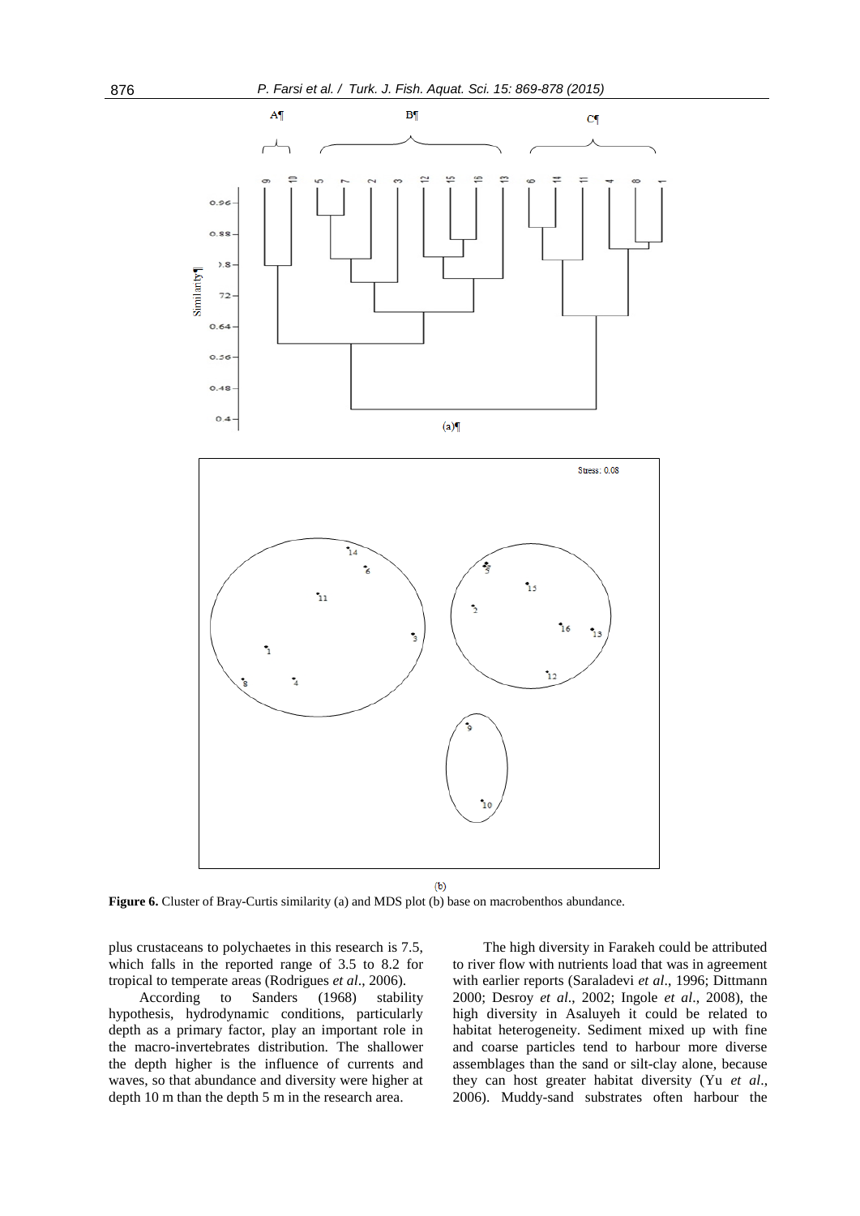**Figure 6.** Cluster of Bray-Curtis similarity (a) and MDS plot (b) base on macrobenthos abundance.

plus crustaceans to polychaetes in this research is 7.5, which falls in the reported range of 3.5 to 8.2 for tropical to temperate areas (Rodrigues *et al*., 2006).

According to Sanders (1968) stability hypothesis, hydrodynamic conditions, particularly depth as a primary factor, play an important role in the macro-invertebrates distribution. The shallower the depth higher is the influence of currents and waves, so that abundance and diversity were higher at depth 10 m than the depth 5 m in the research area.

The high diversity in Farakeh could be attributed to river flow with nutrients load that was in agreement with earlier reports (Saraladevi *et al*., 1996; Dittmann 2000; Desroy *et al*., 2002; Ingole *et al*., 2008), the high diversity in Asaluyeh it could be related to habitat heterogeneity. Sediment mixed up with fine and coarse particles tend to harbour more diverse assemblages than the sand or silt-clay alone, because they can host greater habitat diversity (Yu *et al*., 2006). Muddy-sand substrates often harbour the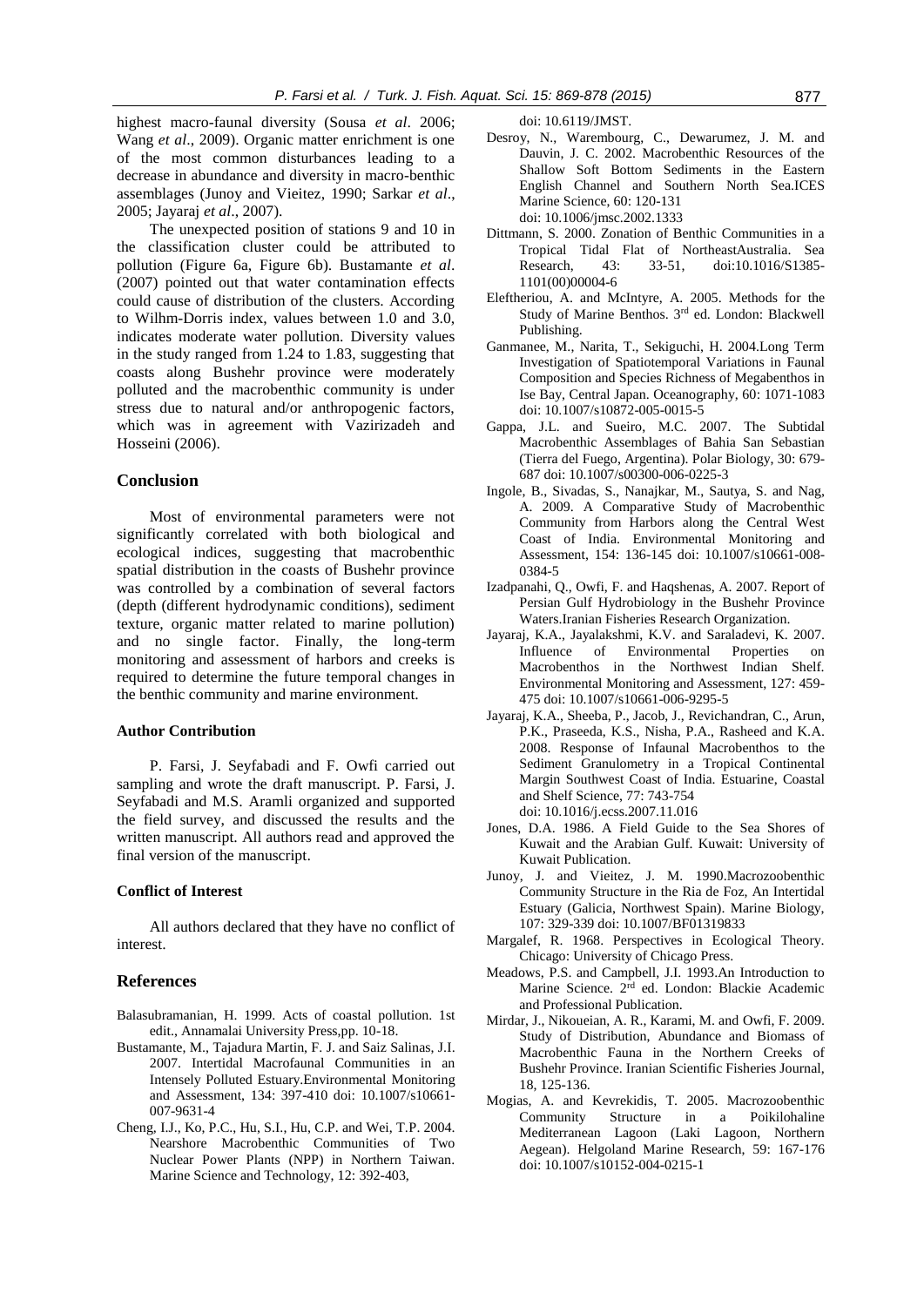highest macro-faunal diversity (Sousa *et al*. 2006; Wang *et al*., 2009). Organic matter enrichment is one of the most common disturbances leading to a decrease in abundance and diversity in macro-benthic assemblages (Junoy and Vieitez, 1990; Sarkar *et al*., 2005; Jayaraj *et al*., 2007).

The unexpected position of stations 9 and 10 in the classification cluster could be attributed to pollution (Figure 6a, Figure 6b). Bustamante *et al*. (2007) pointed out that water contamination effects could cause of distribution of the clusters. According to Wilhm-Dorris index, values between 1.0 and 3.0, indicates moderate water pollution. Diversity values in the study ranged from 1.24 to 1.83, suggesting that coasts along Bushehr province were moderately polluted and the macrobenthic community is under stress due to natural and/or anthropogenic factors, which was in agreement with Vazirizadeh and Hosseini (2006).

## Conclusion

Most of environmental parameters were not significantly correlated with both biological and ecological indices, suggesting that macrobenthic spatial distribution in the coasts of Bushehr province was controlled by a combination of several factors (depth (different hydrodynamic conditions), sediment texture, organic matter related to marine pollution) and no single factor. Finally, the long-term monitoring and assessment of harbors and creeks is required to determine the future temporal changes in the benthic community and marine environment.

### Author Contribution

P. Farsi, J. Seyfabadi and F. Owfi carried out sampling and wrote the draft manuscript. P. Farsi, J. Seyfabadi and M.S. Aramli organized and supported the field survey, and discussed the results and the written manuscript. All authors read and approved the final version of the manuscript.

### Conflict of Interest

All authors declared that they have no conflict of interest.

## References

Balasubramanian, H. 1999. Acts of coastal pollution. 1st edit., Annamalai University Press,pp. 10-18.

Bustamante, M., Tajadura Martin, F. J. and Saiz Salinas, J.I. 2007. Intertidal Macrofaunal Communities in an Intensely Polluted Estuary.Environmental Monitoring and Assessment, 134: 397-410 doi: 10.1007/s10661-007-9631-4

Cheng, I.J., Ko, P.C., Hu, S.I., Hu, C.P. and Wei, T.P. 2004. Nearshore Macrobenthic Communities of Two Nuclear Power Plants (NPP) in Northern Taiwan. Marine Science and Technology, 12: 392-403, doi: 10.6119/JMST.

Desroy, N., Warembourg, C., Dewarumez, J. M. and Dauvin, J. C. 2002. Macrobenthic Resources of the Shallow Soft Bottom Sediments in the Eastern English Channel and Southern North Sea.ICES Marine Science, 60: 120-131 doi: 10.1006/jmsc.2002.1333

Dittmann, S. 2000. Zonation of Benthic Communities in a Tropical Tidal Flat of NortheastAustralia. Sea Research, 43: 33-51, doi:10.1016/S1385-1101(00)00004-6

Eleftheriou, A. and McIntyre, A. 2005. Methods for the Study of Marine Benthos. 3rd ed. London: Blackwell Publishing.

Ganmanee, M., Narita, T., Sekiguchi, H. 2004.Long Term Investigation of Spatiotemporal Variations in Faunal Composition and Species Richness of Megabenthos in Ise Bay, Central Japan. Oceanography, 60: 1071-1083 doi: 10.1007/s10872-005-0015-5

Gappa, J.L. and Sueiro, M.C. 2007. The Subtidal Macrobenthic Assemblages of Bahia San Sebastian (Tierra del Fuego, Argentina). Polar Biology, 30: 679-687 doi: 10.1007/s00300-006-0225-3

Ingole, B., Sivadas, S., Nanajkar, M., Sautya, S. and Nag, A. 2009. A Comparative Study of Macrobenthic Community from Harbors along the Central West Coast of India. Environmental Monitoring and Assessment, 154: 136-145 doi: 10.1007/s10661-008-0384-5

Izadpanahi, Q., Owfi, F. and Haqshenas, A. 2007. Report of Persian Gulf Hydrobiology in the Bushehr Province Waters.Iranian Fisheries Research Organization.

Jayaraj, K.A., Jayalakshmi, K.V. and Saraladevi, K. 2007. Influence of Environmental Properties on Macrobenthos in the Northwest Indian Shelf. Environmental Monitoring and Assessment, 127: 459-475 doi: 10.1007/s10661-006-9295-5

Jayaraj, K.A., Sheeba, P., Jacob, J., Revichandran, C., Arun, P.K., Praseeda, K.S., Nisha, P.A., Rasheed and K.A. 2008. Response of Infaunal Macrobenthos to the Sediment Granulometry in a Tropical Continental Margin Southwest Coast of India. Estuarine, Coastal and Shelf Science, 77: 743-754 doi: 10.1016/j.ecss.2007.11.016

Jones, D.A. 1986. A Field Guide to the Sea Shores of Kuwait and the Arabian Gulf. Kuwait: University of Kuwait Publication.

Junoy, J. and Vieitez, J. M. 1990.Macrozoobenthic Community Structure in the Ria de Foz, An Intertidal Estuary (Galicia, Northwest Spain). Marine Biology, 107: 329-339 doi: 10.1007/BF01319833

Margalef, R. 1968. Perspectives in Ecological Theory. Chicago: University of Chicago Press.

Meadows, P.S. and Campbell, J.I. 1993.An Introduction to Marine Science. 2nd ed. London: Blackie Academic and Professional Publication.

Mirdar, J., Nikoueian, A. R., Karami, M. and Owfi, F. 2009. Study of Distribution, Abundance and Biomass of Macrobenthic Fauna in the Northern Creeks of Bushehr Province. Iranian Scientific Fisheries Journal, 18, 125-136.

Mogias, A. and Kevrekidis, T. 2005. Macrozoobenthic Community Structure in a Poikilohaline Mediterranean Lagoon (Laki Lagoon, Northern Aegean). Helgoland Marine Research, 59: 167-176 doi: 10.1007/s10152-004-0215-1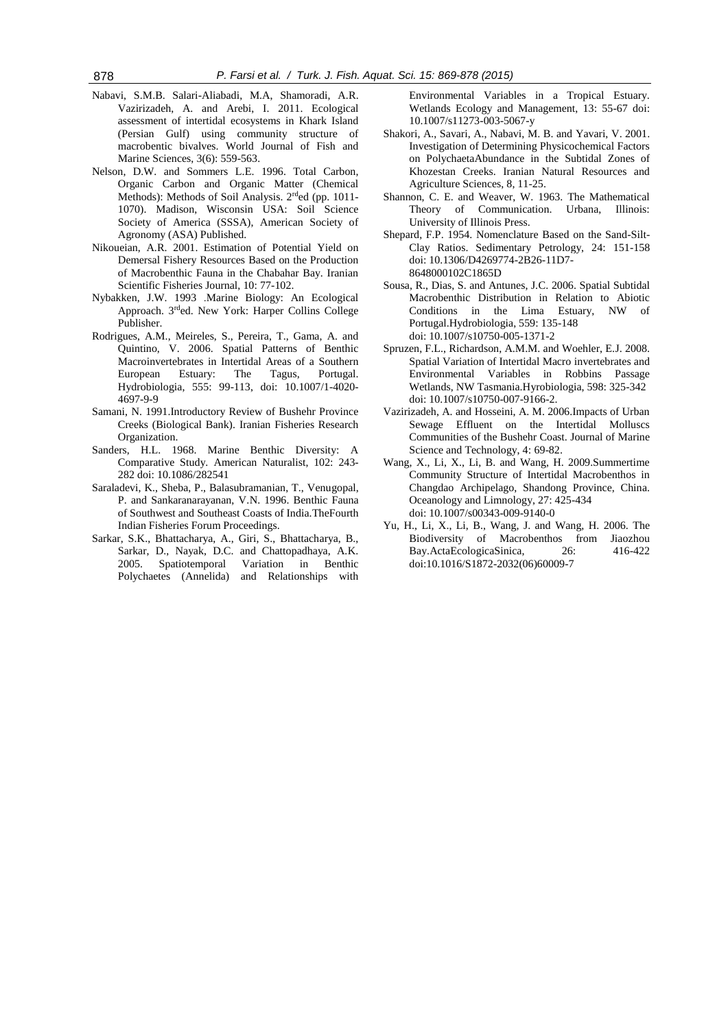Nabavi, S.M.B. Salari-Aliabadi, M.A, Shamoradi, A.R. Vazirizadeh, A. and Arebi, I. 2011. Ecological assessment of intertidal ecosystems in Khark Island (Persian Gulf) using community structure of macrobentic bivalves. World Journal of Fish and Marine Sciences, 3(6): 559-563.

Nelson, D.W. and Sommers L.E. 1996. Total Carbon, Organic Carbon and Organic Matter (Chemical Methods): Methods of Soil Analysis. 2rded (pp. 1011-1070). Madison, Wisconsin USA: Soil Science Society of America (SSSA), American Society of Agronomy (ASA) Published.

Nikoueian, A.R. 2001. Estimation of Potential Yield on Demersal Fishery Resources Based on the Production of Macrobenthic Fauna in the Chabahar Bay. Iranian Scientific Fisheries Journal, 10: 77-102.

Nybakken, J.W. 1993 .Marine Biology: An Ecological Approach. 3rded. New York: Harper Collins College Publisher.

Rodrigues, A.M., Meireles, S., Pereira, T., Gama, A. and Quintino, V. 2006. Spatial Patterns of Benthic Macroinvertebrates in Intertidal Areas of a Southern European Estuary: The Tagus, Portugal. Hydrobiologia, 555: 99-113, doi: 10.1007/1-4020-4697-9-9

Samani, N. 1991.Introductory Review of Bushehr Province Creeks (Biological Bank). Iranian Fisheries Research Organization.

Sanders, H.L. 1968. Marine Benthic Diversity: A Comparative Study. American Naturalist, 102: 243-282 doi: 10.1086/282541

Saraladevi, K., Sheba, P., Balasubramanian, T., Venugopal, P. and Sankaranarayanan, V.N. 1996. Benthic Fauna of Southwest and Southeast Coasts of India.TheFourth Indian Fisheries Forum Proceedings.

Sarkar, S.K., Bhattacharya, A., Giri, S., Bhattacharya, B., Sarkar, D., Nayak, D.C. and Chattopadhaya, A.K. 2005. Spatiotemporal Variation in Benthic Polychaetes (Annelida) and Relationships with Environmental Variables in a Tropical Estuary. Wetlands Ecology and Management, 13: 55-67 doi: 10.1007/s11273-003-5067-y

Shakori, A., Savari, A., Nabavi, M. B. and Yavari, V. 2001. Investigation of Determining Physicochemical Factors on PolychaetaAbundance in the Subtidal Zones of Khozestan Creeks. Iranian Natural Resources and Agriculture Sciences, 8, 11-25.

Shannon, C. E. and Weaver, W. 1963. The Mathematical Theory of Communication. Urbana, Illinois: University of Illinois Press.

Shepard, F.P. 1954. Nomenclature Based on the Sand-Silt-Clay Ratios. Sedimentary Petrology, 24: 151-158 doi: 10.1306/D4269774-2B26-11D7-8648000102C1865D

Sousa, R., Dias, S. and Antunes, J.C. 2006. Spatial Subtidal Macrobenthic Distribution in Relation to Abiotic Conditions in the Lima Estuary, NW of Portugal.Hydrobiologia, 559: 135-148 doi: 10.1007/s10750-005-1371-2

Spruzen, F.L., Richardson, A.M.M. and Woehler, E.J. 2008. Spatial Variation of Intertidal Macro invertebrates and Environmental Variables in Robbins Passage Wetlands, NW Tasmania.Hyrobiologia, 598: 325-342 doi: 10.1007/s10750-007-9166-2.

Vazirizadeh, A. and Hosseini, A. M. 2006.Impacts of Urban Sewage Effluent on the Intertidal Molluscs Communities of the Bushehr Coast. Journal of Marine Science and Technology, 4: 69-82.

Wang, X., Li, X., Li, B. and Wang, H. 2009.Summertime Community Structure of Intertidal Macrobenthos in Changdao Archipelago, Shandong Province, China. Oceanology and Limnology, 27: 425-434 doi: 10.1007/s00343-009-9140-0

Yu, H., Li, X., Li, B., Wang, J. and Wang, H. 2006. The Biodiversity of Macrobenthos from Jiaozhou Bay.ActaEcologicaSinica, 26: 416-422 doi:10.1016/S1872-2032(06)60009-7